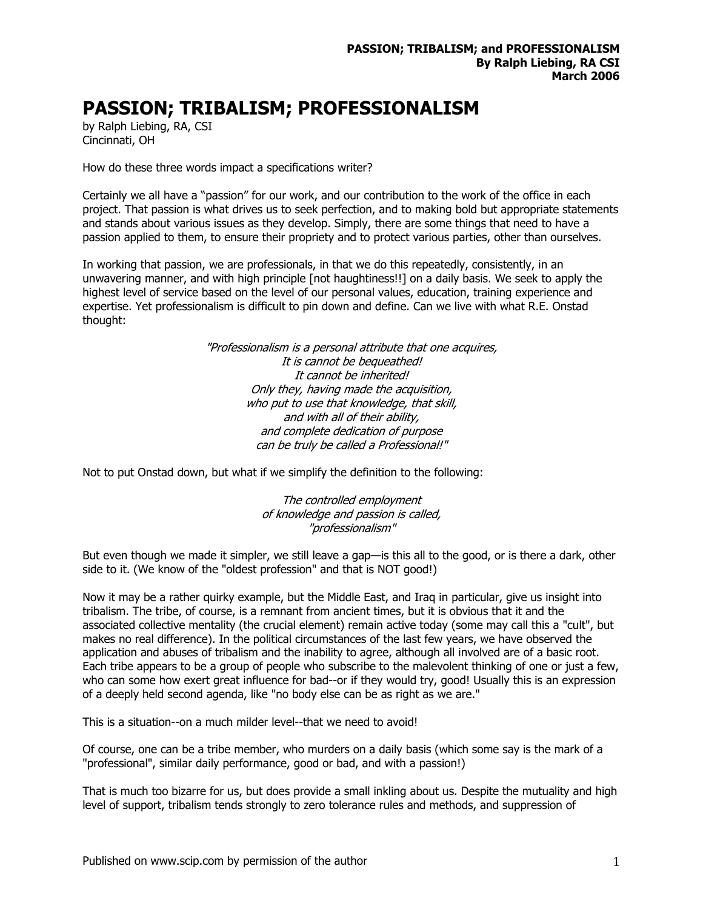# PASSION; TRIBALISM; PROFESSIONALISM

by Ralph Liebing, RA, CSI
Cincinnati, OH

How do these three words impact a specifications writer?

Certainly we all have a "passion" for our work, and our contribution to the work of the office in each project. That passion is what drives us to seek perfection, and to making bold but appropriate statements and stands about various issues as they develop. Simply, there are some things that need to have a passion applied to them, to ensure their propriety and to protect various parties, other than ourselves.

In working that passion, we are professionals, in that we do this repeatedly, consistently, in an unwavering manner, and with high principle [not haughtiness!!] on a daily basis. We seek to apply the highest level of service based on the level of our personal values, education, training experience and expertise. Yet professionalism is difficult to pin down and define. Can we live with what R.E. Onstad thought:

> *"Professionalism is a personal attribute that one acquires,*
> *It is cannot be bequeathed!*
> *It cannot be inherited!*
> *Only they, having made the acquisition,*
> *who put to use that knowledge, that skill,*
> *and with all of their ability,*
> *and complete dedication of purpose*
> *can be truly be called a Professional!"*

Not to put Onstad down, but what if we simplify the definition to the following:

> *The controlled employment*
> *of knowledge and passion is called,*
> *"professionalism"*

But even though we made it simpler, we still leave a gap—is this all to the good, or is there a dark, other side to it. (We know of the "oldest profession" and that is NOT good!)

Now it may be a rather quirky example, but the Middle East, and Iraq in particular, give us insight into tribalism. The tribe, of course, is a remnant from ancient times, but it is obvious that it and the associated collective mentality (the crucial element) remain active today (some may call this a "cult", but makes no real difference). In the political circumstances of the last few years, we have observed the application and abuses of tribalism and the inability to agree, although all involved are of a basic root. Each tribe appears to be a group of people who subscribe to the malevolent thinking of one or just a few, who can some how exert great influence for bad--or if they would try, good! Usually this is an expression of a deeply held second agenda, like "no body else can be as right as we are."

This is a situation--on a much milder level--that we need to avoid!

Of course, one can be a tribe member, who murders on a daily basis (which some say is the mark of a "professional", similar daily performance, good or bad, and with a passion!)

That is much too bizarre for us, but does provide a small inkling about us. Despite the mutuality and high level of support, tribalism tends strongly to zero tolerance rules and methods, and suppression of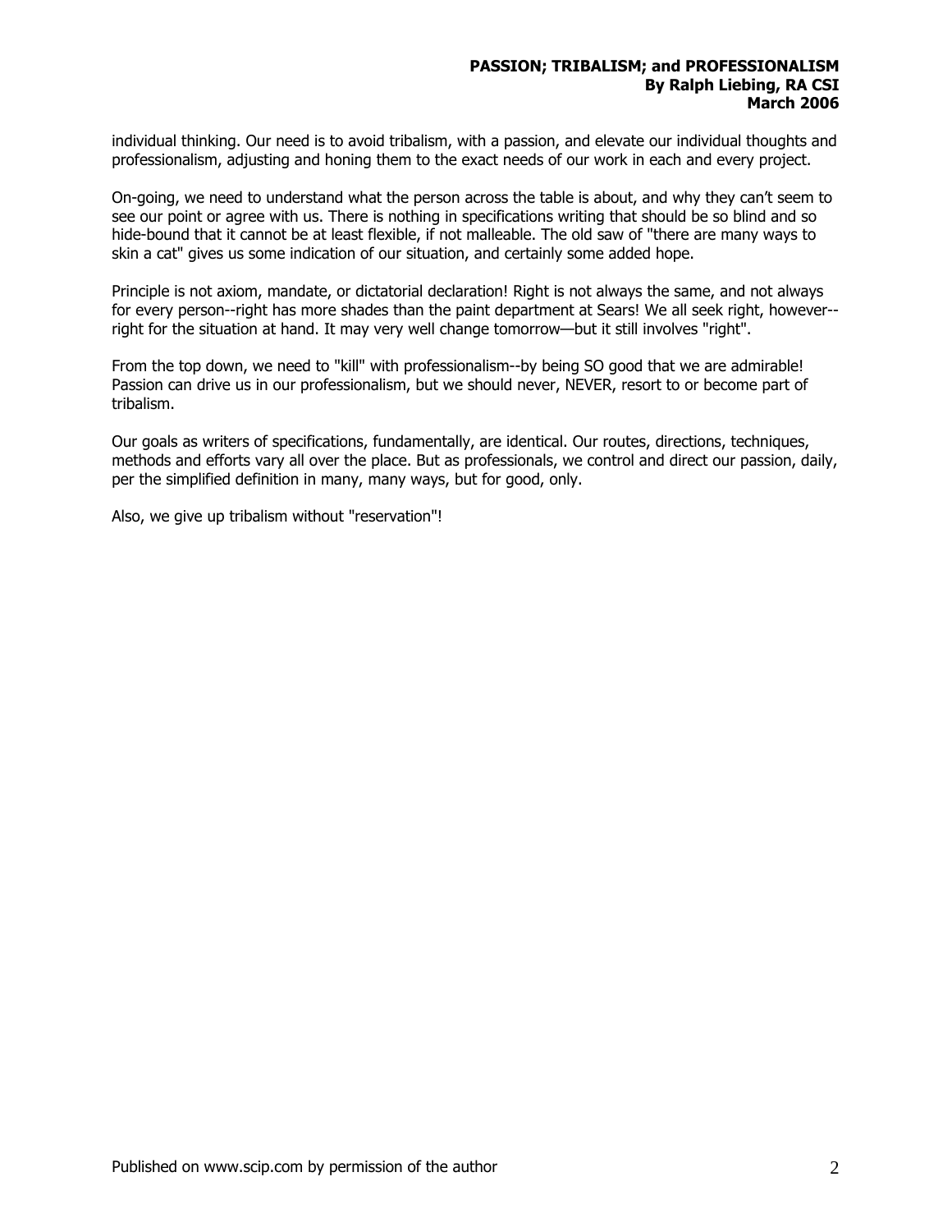individual thinking. Our need is to avoid tribalism, with a passion, and elevate our individual thoughts and professionalism, adjusting and honing them to the exact needs of our work in each and every project.

On-going, we need to understand what the person across the table is about, and why they can't seem to see our point or agree with us. There is nothing in specifications writing that should be so blind and so hide-bound that it cannot be at least flexible, if not malleable. The old saw of "there are many ways to skin a cat" gives us some indication of our situation, and certainly some added hope.

Principle is not axiom, mandate, or dictatorial declaration! Right is not always the same, and not always for every person--right has more shades than the paint department at Sears! We all seek right, however--right for the situation at hand. It may very well change tomorrow—but it still involves "right".

From the top down, we need to "kill" with professionalism--by being SO good that we are admirable! Passion can drive us in our professionalism, but we should never, NEVER, resort to or become part of tribalism.

Our goals as writers of specifications, fundamentally, are identical. Our routes, directions, techniques, methods and efforts vary all over the place. But as professionals, we control and direct our passion, daily, per the simplified definition in many, many ways, but for good, only.

Also, we give up tribalism without "reservation"!